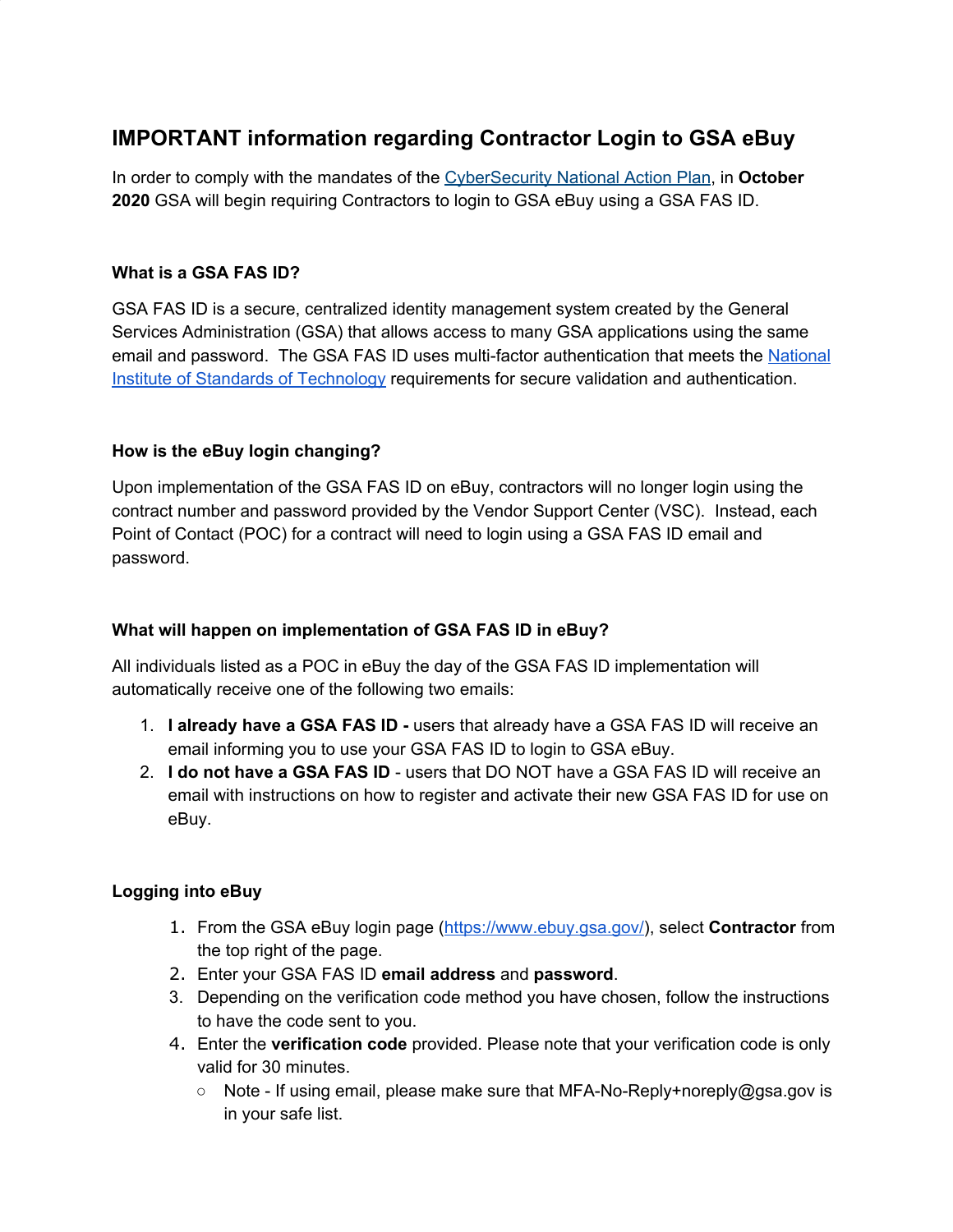# IMPORTANT information regarding Contractor Login to GSA eBuy

In order to comply with the mandates of the [CyberSecurity National Action Plan](), in **October 2020** GSA will begin requiring Contractors to login to GSA eBuy using a GSA FAS ID.

### What is a GSA FAS ID?

GSA FAS ID is a secure, centralized identity management system created by the General Services Administration (GSA) that allows access to many GSA applications using the same email and password. The GSA FAS ID uses multi-factor authentication that meets the [National Institute of Standards of Technology]() requirements for secure validation and authentication.

### How is the eBuy login changing?

Upon implementation of the GSA FAS ID on eBuy, contractors will no longer login using the contract number and password provided by the Vendor Support Center (VSC). Instead, each Point of Contact (POC) for a contract will need to login using a GSA FAS ID email and password.

### What will happen on implementation of GSA FAS ID in eBuy?

All individuals listed as a POC in eBuy the day of the GSA FAS ID implementation will automatically receive one of the following two emails:

1. **I already have a GSA FAS ID -** users that already have a GSA FAS ID will receive an email informing you to use your GSA FAS ID to login to GSA eBuy.
2. **I do not have a GSA FAS ID** - users that DO NOT have a GSA FAS ID will receive an email with instructions on how to register and activate their new GSA FAS ID for use on eBuy.

### Logging into eBuy

1. From the GSA eBuy login page (https://www.ebuy.gsa.gov/), select **Contractor** from the top right of the page.
2. Enter your GSA FAS ID **email address** and **password**.
3. Depending on the verification code method you have chosen, follow the instructions to have the code sent to you.
4. Enter the **verification code** provided. Please note that your verification code is only valid for 30 minutes.
   - Note - If using email, please make sure that MFA-No-Reply+noreply@gsa.gov is in your safe list.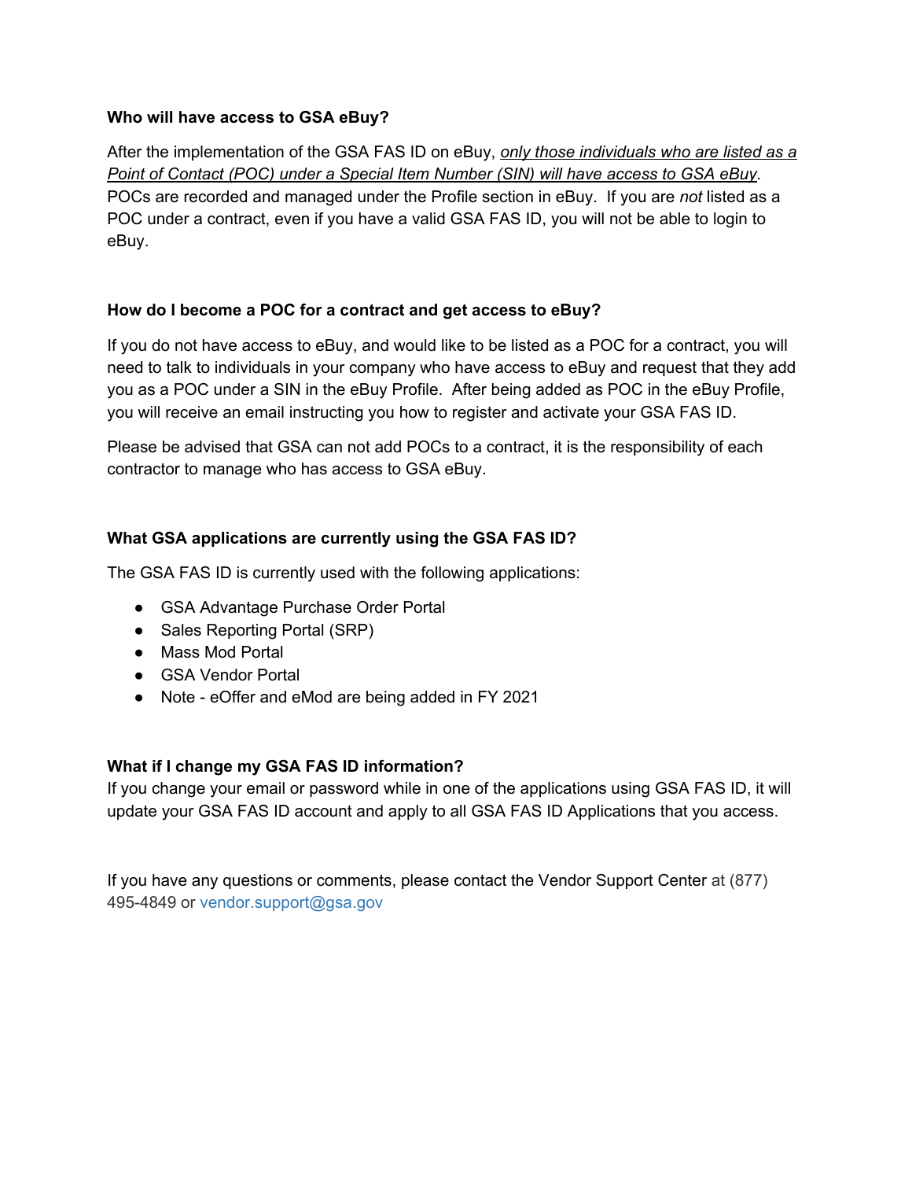### Who will have access to GSA eBuy?

After the implementation of the GSA FAS ID on eBuy, *only those individuals who are listed as a Point of Contact (POC) under a Special Item Number (SIN) will have access to GSA eBuy*. POCs are recorded and managed under the Profile section in eBuy. If you are *not* listed as a POC under a contract, even if you have a valid GSA FAS ID, you will not be able to login to eBuy.

### How do I become a POC for a contract and get access to eBuy?

If you do not have access to eBuy, and would like to be listed as a POC for a contract, you will need to talk to individuals in your company who have access to eBuy and request that they add you as a POC under a SIN in the eBuy Profile. After being added as POC in the eBuy Profile, you will receive an email instructing you how to register and activate your GSA FAS ID.

Please be advised that GSA can not add POCs to a contract, it is the responsibility of each contractor to manage who has access to GSA eBuy.

### What GSA applications are currently using the GSA FAS ID?

The GSA FAS ID is currently used with the following applications:

- GSA Advantage Purchase Order Portal
- Sales Reporting Portal (SRP)
- Mass Mod Portal
- GSA Vendor Portal
- Note - eOffer and eMod are being added in FY 2021

### What if I change my GSA FAS ID information?

If you change your email or password while in one of the applications using GSA FAS ID, it will update your GSA FAS ID account and apply to all GSA FAS ID Applications that you access.

If you have any questions or comments, please contact the Vendor Support Center at (877) 495-4849 or vendor.support@gsa.gov